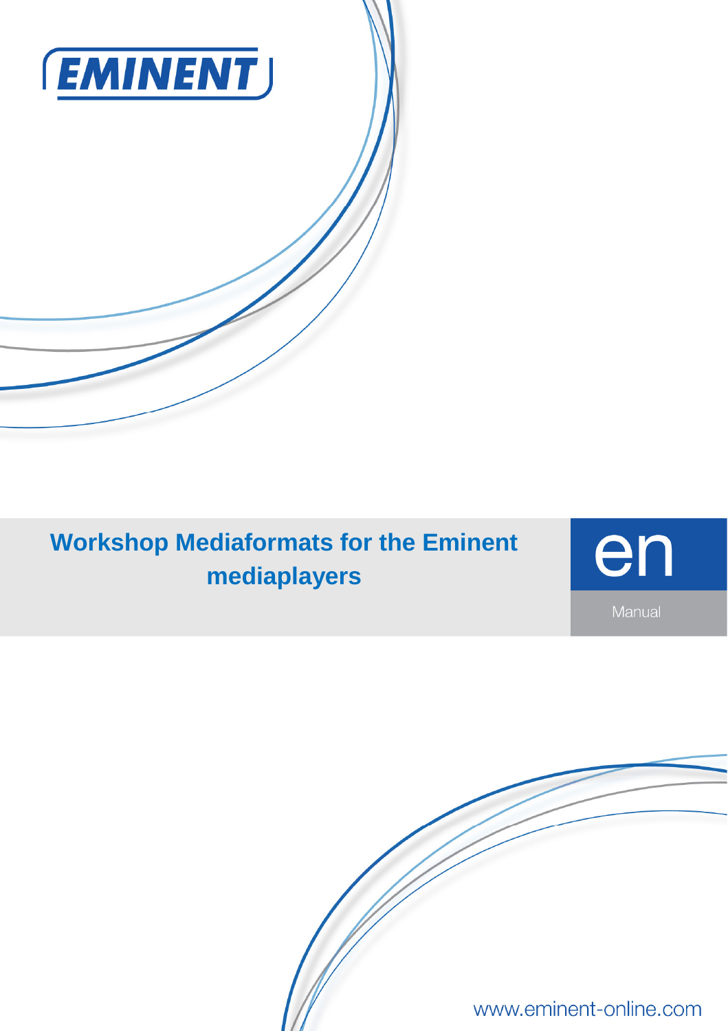EMINENT

# Workshop Mediaformats for the Eminent mediaplayers

en

Manual

www.eminent-online.com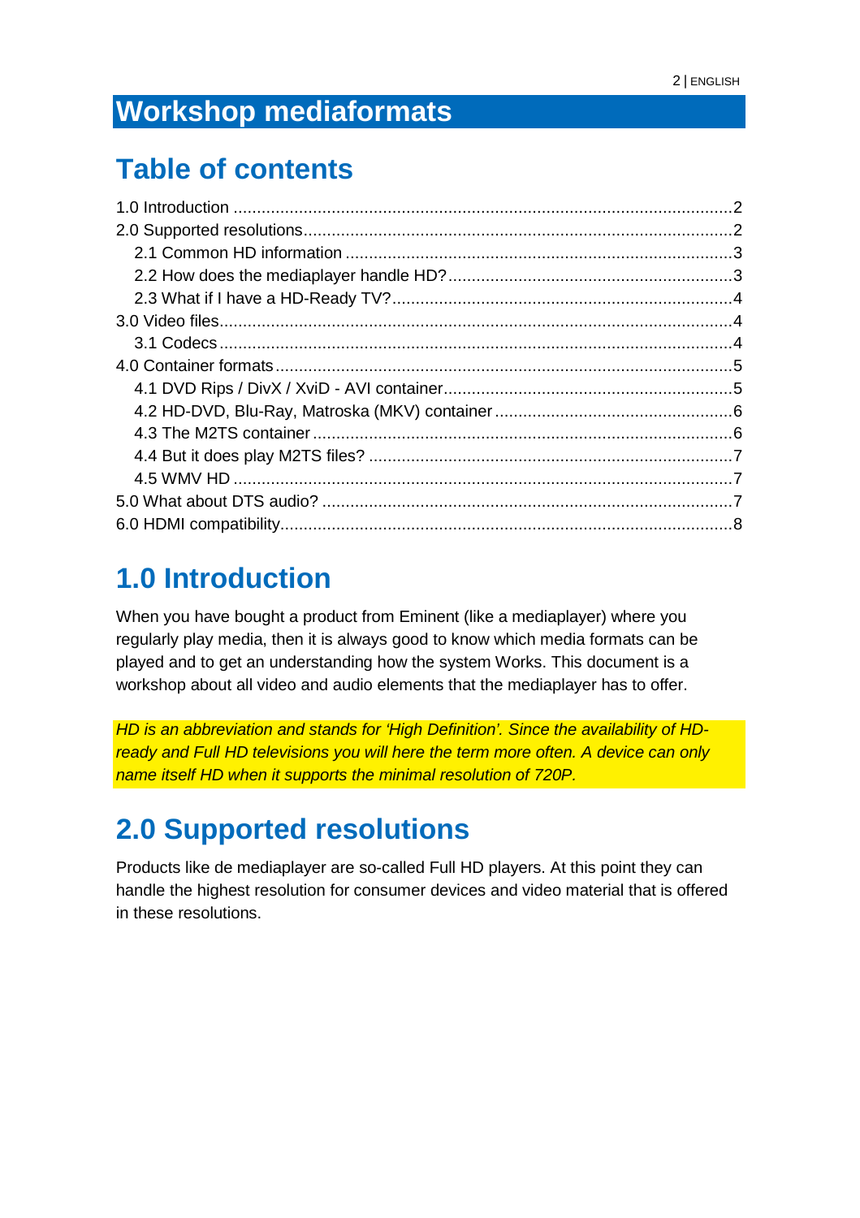# Workshop mediaformats

## Table of contents

1.0 Introduction ............................................................................................................2
2.0 Supported resolutions.............................................................................................2
  2.1 Common HD information ....................................................................................3
  2.2 How does the mediaplayer handle HD?..............................................................3
  2.3 What if I have a HD-Ready TV?..........................................................................4
3.0 Video files...............................................................................................................4
  3.1 Codecs ...............................................................................................................4
4.0 Container formats ...................................................................................................5
  4.1 DVD Rips / DivX / XviD - AVI container...............................................................5
  4.2 HD-DVD, Blu-Ray, Matroska (MKV) container ....................................................6
  4.3 The M2TS container ...........................................................................................6
  4.4 But it does play M2TS files? ...............................................................................7
  4.5 WMV HD ............................................................................................................7
5.0 What about DTS audio? .........................................................................................7
6.0 HDMI compatibility..................................................................................................8

## 1.0 Introduction

When you have bought a product from Eminent (like a mediaplayer) where you regularly play media, then it is always good to know which media formats can be played and to get an understanding how the system Works. This document is a workshop about all video and audio elements that the mediaplayer has to offer.

*HD is an abbreviation and stands for 'High Definition'. Since the availability of HD-ready and Full HD televisions you will here the term more often. A device can only name itself HD when it supports the minimal resolution of 720P.*

## 2.0 Supported resolutions

Products like de mediaplayer are so-called Full HD players. At this point they can handle the highest resolution for consumer devices and video material that is offered in these resolutions.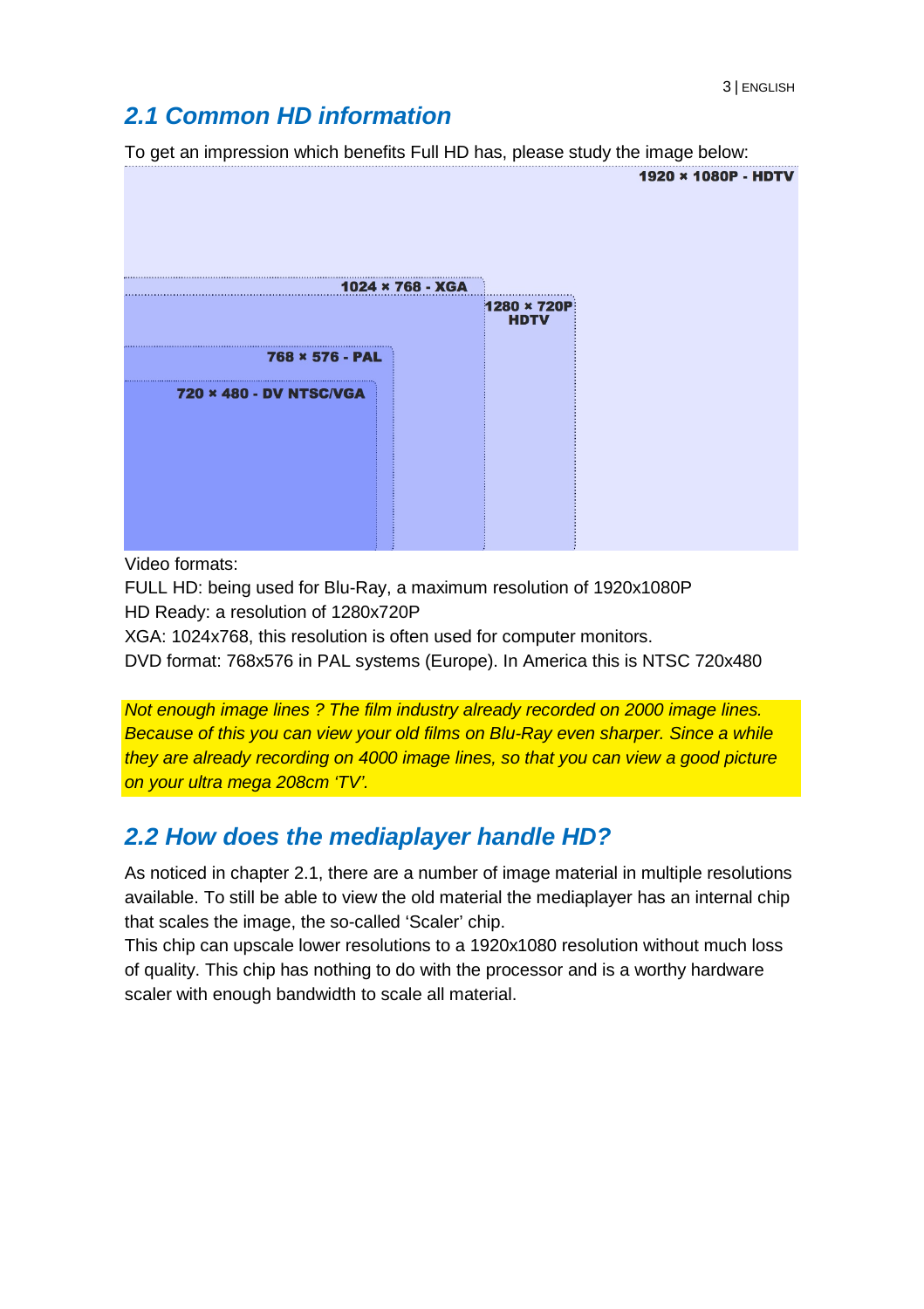## 2.1 Common HD information

To get an impression which benefits Full HD has, please study the image below:

1920 × 1080P - HDTV

1024 × 768 - XGA

1280 × 720P HDTV

768 × 576 - PAL

720 × 480 - DV NTSC/VGA

Video formats:

FULL HD: being used for Blu-Ray, a maximum resolution of 1920x1080P

HD Ready: a resolution of 1280x720P

XGA: 1024x768, this resolution is often used for computer monitors.

DVD format: 768x576 in PAL systems (Europe). In America this is NTSC 720x480

*Not enough image lines ? The film industry already recorded on 2000 image lines. Because of this you can view your old films on Blu-Ray even sharper. Since a while they are already recording on 4000 image lines, so that you can view a good picture on your ultra mega 208cm 'TV'.*

## 2.2 How does the mediaplayer handle HD?

As noticed in chapter 2.1, there are a number of image material in multiple resolutions available. To still be able to view the old material the mediaplayer has an internal chip that scales the image, the so-called 'Scaler' chip.

This chip can upscale lower resolutions to a 1920x1080 resolution without much loss of quality. This chip has nothing to do with the processor and is a worthy hardware scaler with enough bandwidth to scale all material.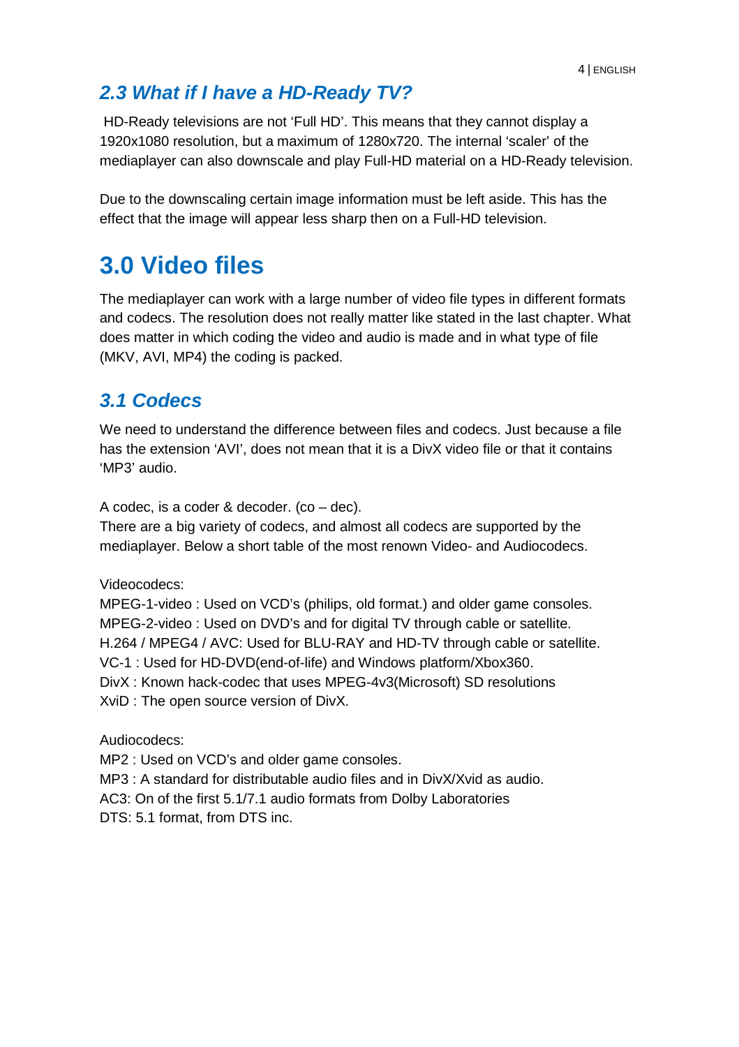## *2.3 What if I have a HD-Ready TV?*

HD-Ready televisions are not 'Full HD'. This means that they cannot display a 1920x1080 resolution, but a maximum of 1280x720. The internal 'scaler' of the mediaplayer can also downscale and play Full-HD material on a HD-Ready television.

Due to the downscaling certain image information must be left aside. This has the effect that the image will appear less sharp then on a Full-HD television.

# 3.0 Video files

The mediaplayer can work with a large number of video file types in different formats and codecs. The resolution does not really matter like stated in the last chapter. What does matter in which coding the video and audio is made and in what type of file (MKV, AVI, MP4) the coding is packed.

## *3.1 Codecs*

We need to understand the difference between files and codecs. Just because a file has the extension 'AVI', does not mean that it is a DivX video file or that it contains 'MP3' audio.

A codec, is a coder & decoder. (co – dec).
There are a big variety of codecs, and almost all codecs are supported by the mediaplayer. Below a short table of the most renown Video- and Audiocodecs.

Videocodecs:
MPEG-1-video : Used on VCD's (philips, old format.) and older game consoles.
MPEG-2-video : Used on DVD's and for digital TV through cable or satellite.
H.264 / MPEG4 / AVC: Used for BLU-RAY and HD-TV through cable or satellite.
VC-1 : Used for HD-DVD(end-of-life) and Windows platform/Xbox360.
DivX : Known hack-codec that uses MPEG-4v3(Microsoft) SD resolutions
XviD : The open source version of DivX.

Audiocodecs:
MP2 : Used on VCD's and older game consoles.
MP3 : A standard for distributable audio files and in DivX/Xvid as audio.
AC3: On of the first 5.1/7.1 audio formats from Dolby Laboratories
DTS: 5.1 format, from DTS inc.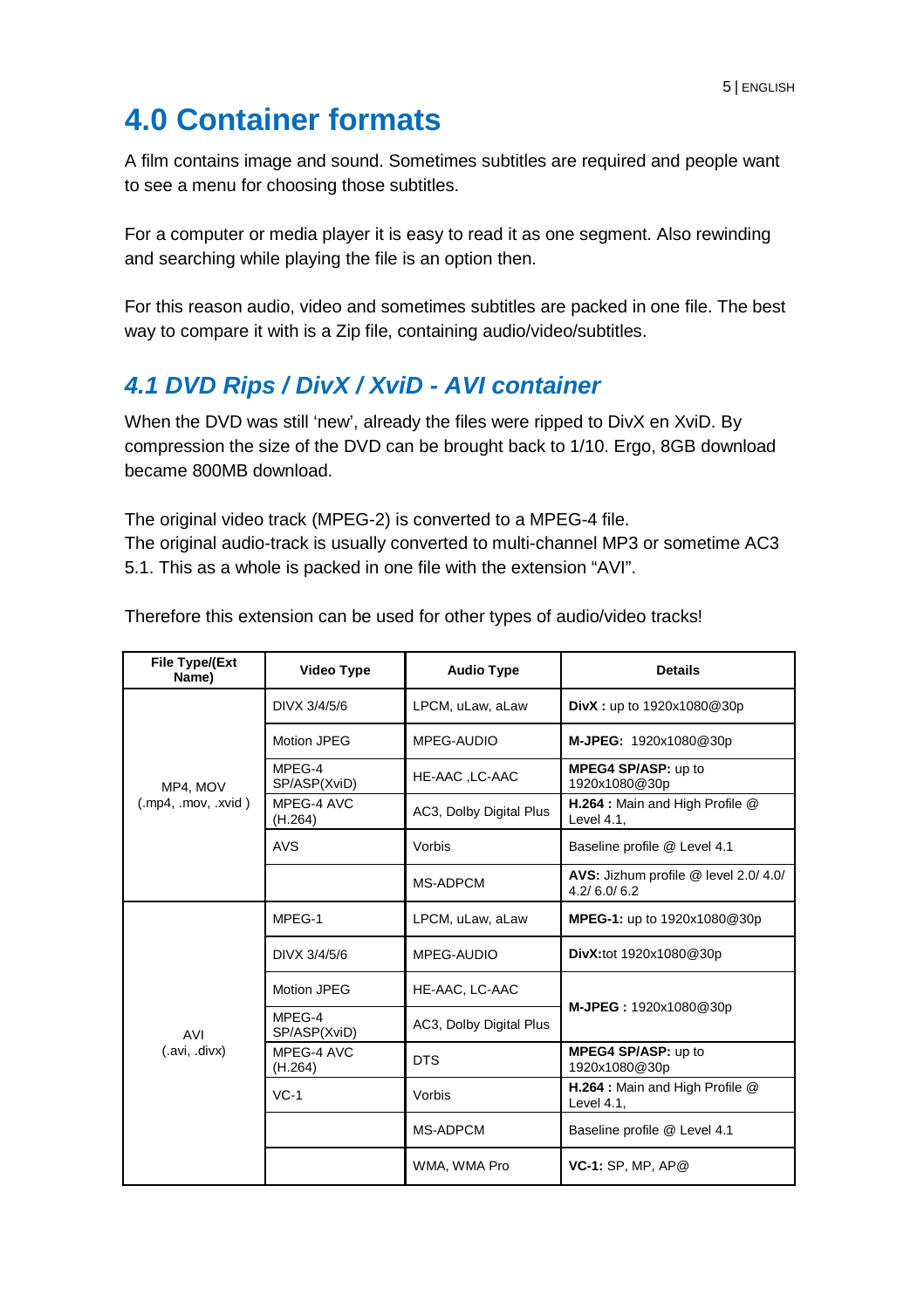# 4.0 Container formats

A film contains image and sound. Sometimes subtitles are required and people want to see a menu for choosing those subtitles.

For a computer or media player it is easy to read it as one segment. Also rewinding and searching while playing the file is an option then.

For this reason audio, video and sometimes subtitles are packed in one file. The best way to compare it with is a Zip file, containing audio/video/subtitles.

## *4.1 DVD Rips / DivX / XviD - AVI container*

When the DVD was still 'new', already the files were ripped to DivX en XviD. By compression the size of the DVD can be brought back to 1/10. Ergo, 8GB download became 800MB download.

The original video track (MPEG-2) is converted to a MPEG-4 file.
The original audio-track is usually converted to multi-channel MP3 or sometime AC3 5.1. This as a whole is packed in one file with the extension "AVI".

Therefore this extension can be used for other types of audio/video tracks!

| File Type/(Ext Name) | Video Type | Audio Type | Details |
|---|---|---|---|
| MP4, MOV (.mp4, .mov, .xvid ) | DIVX 3/4/5/6 | LPCM, uLaw, aLaw | **DivX :** up to 1920x1080@30p |
| | Motion JPEG | MPEG-AUDIO | **M-JPEG:** 1920x1080@30p |
| | MPEG-4 SP/ASP(XviD) | HE-AAC ,LC-AAC | **MPEG4 SP/ASP:** up to 1920x1080@30p |
| | MPEG-4 AVC (H.264) | AC3, Dolby Digital Plus | **H.264 :** Main and High Profile @ Level 4.1, |
| | AVS | Vorbis | Baseline profile @ Level 4.1 |
| | | MS-ADPCM | **AVS:** Jizhum profile @ level 2.0/ 4.0/ 4.2/ 6.0/ 6.2 |
| AVI (.avi, .divx) | MPEG-1 | LPCM, uLaw, aLaw | **MPEG-1:** up to 1920x1080@30p |
| | DIVX 3/4/5/6 | MPEG-AUDIO | **DivX:**tot 1920x1080@30p |
| | Motion JPEG | HE-AAC, LC-AAC | **M-JPEG :** 1920x1080@30p |
| | MPEG-4 SP/ASP(XviD) | AC3, Dolby Digital Plus | |
| | MPEG-4 AVC (H.264) | DTS | **MPEG4 SP/ASP:** up to 1920x1080@30p |
| | VC-1 | Vorbis | **H.264 :** Main and High Profile @ Level 4.1, |
| | | MS-ADPCM | Baseline profile @ Level 4.1 |
| | | WMA, WMA Pro | **VC-1:** SP, MP, AP@ |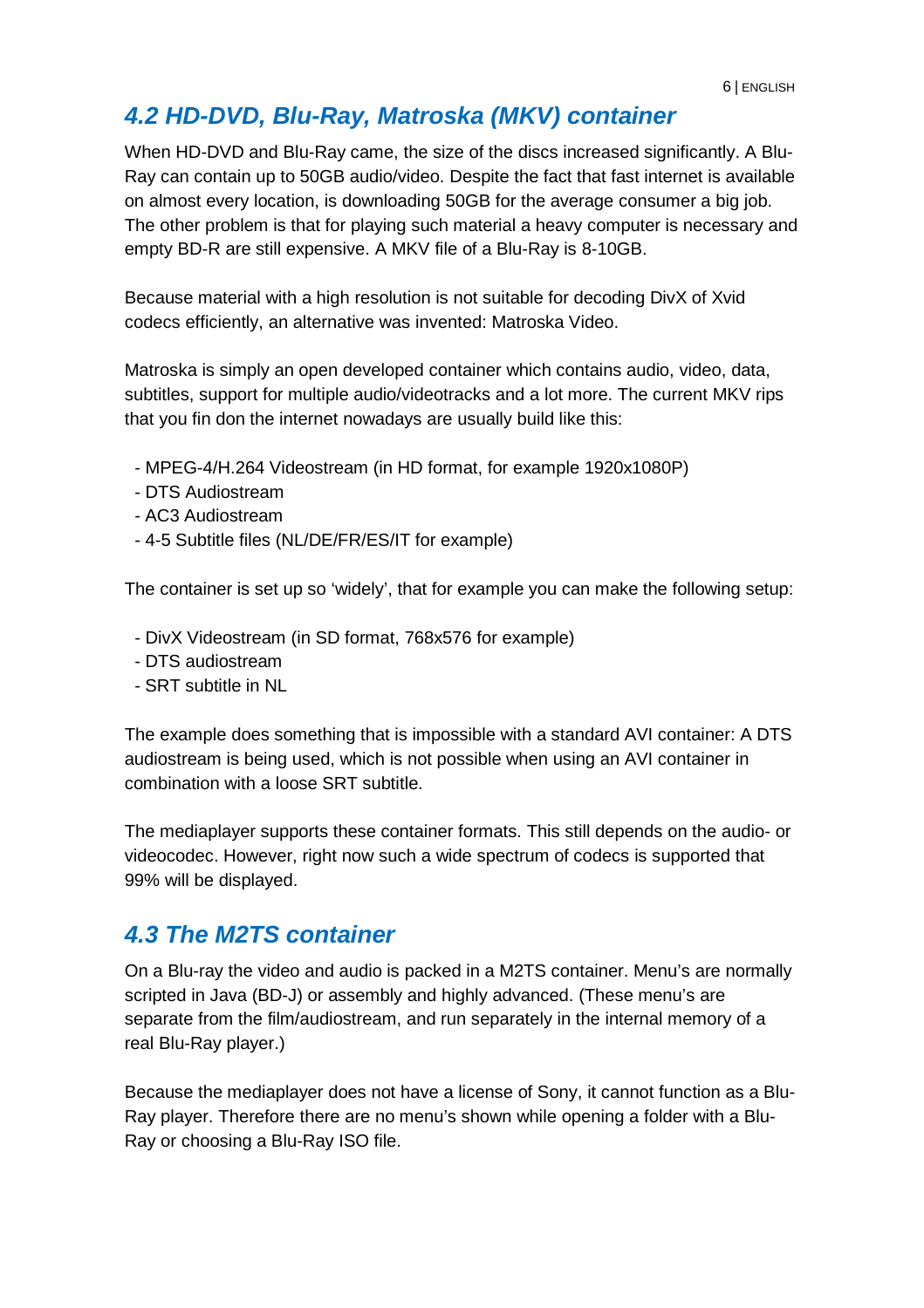## *4.2 HD-DVD, Blu-Ray, Matroska (MKV) container*

When HD-DVD and Blu-Ray came, the size of the discs increased significantly. A Blu-Ray can contain up to 50GB audio/video. Despite the fact that fast internet is available on almost every location, is downloading 50GB for the average consumer a big job. The other problem is that for playing such material a heavy computer is necessary and empty BD-R are still expensive. A MKV file of a Blu-Ray is 8-10GB.

Because material with a high resolution is not suitable for decoding DivX of Xvid codecs efficiently, an alternative was invented: Matroska Video.

Matroska is simply an open developed container which contains audio, video, data, subtitles, support for multiple audio/videotracks and a lot more. The current MKV rips that you fin don the internet nowadays are usually build like this:

- MPEG-4/H.264 Videostream (in HD format, for example 1920x1080P)
- DTS Audiostream
- AC3 Audiostream
- 4-5 Subtitle files (NL/DE/FR/ES/IT for example)

The container is set up so 'widely', that for example you can make the following setup:

- DivX Videostream (in SD format, 768x576 for example)
- DTS audiostream
- SRT subtitle in NL

The example does something that is impossible with a standard AVI container: A DTS audiostream is being used, which is not possible when using an AVI container in combination with a loose SRT subtitle.

The mediaplayer supports these container formats. This still depends on the audio- or videocodec. However, right now such a wide spectrum of codecs is supported that 99% will be displayed.

## *4.3 The M2TS container*

On a Blu-ray the video and audio is packed in a M2TS container. Menu's are normally scripted in Java (BD-J) or assembly and highly advanced. (These menu's are separate from the film/audiostream, and run separately in the internal memory of a real Blu-Ray player.)

Because the mediaplayer does not have a license of Sony, it cannot function as a Blu-Ray player. Therefore there are no menu's shown while opening a folder with a Blu-Ray or choosing a Blu-Ray ISO file.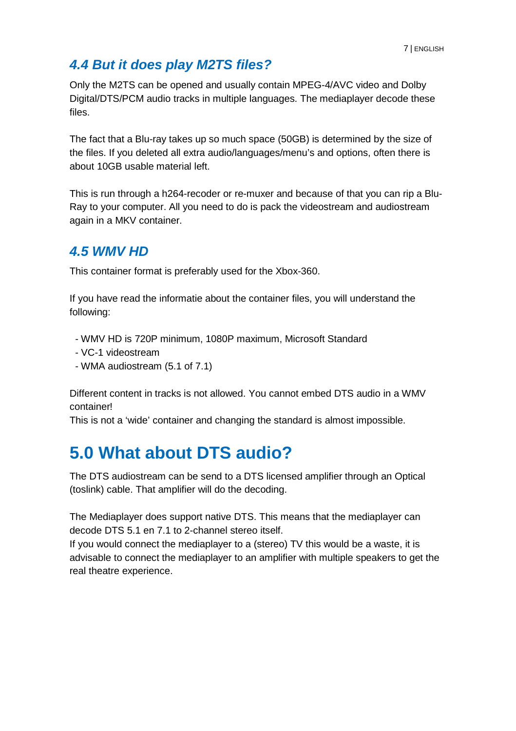### *4.4 But it does play M2TS files?*

Only the M2TS can be opened and usually contain MPEG-4/AVC video and Dolby Digital/DTS/PCM audio tracks in multiple languages. The mediaplayer decode these files.

The fact that a Blu-ray takes up so much space (50GB) is determined by the size of the files. If you deleted all extra audio/languages/menu's and options, often there is about 10GB usable material left.

This is run through a h264-recoder or re-muxer and because of that you can rip a Blu-Ray to your computer. All you need to do is pack the videostream and audiostream again in a MKV container.

### *4.5 WMV HD*

This container format is preferably used for the Xbox-360.

If you have read the informatie about the container files, you will understand the following:

- WMV HD is 720P minimum, 1080P maximum, Microsoft Standard
- VC-1 videostream
- WMA audiostream (5.1 of 7.1)

Different content in tracks is not allowed. You cannot embed DTS audio in a WMV container!
This is not a 'wide' container and changing the standard is almost impossible.

## 5.0 What about DTS audio?

The DTS audiostream can be send to a DTS licensed amplifier through an Optical (toslink) cable. That amplifier will do the decoding.

The Mediaplayer does support native DTS. This means that the mediaplayer can decode DTS 5.1 en 7.1 to 2-channel stereo itself.
If you would connect the mediaplayer to a (stereo) TV this would be a waste, it is advisable to connect the mediaplayer to an amplifier with multiple speakers to get the real theatre experience.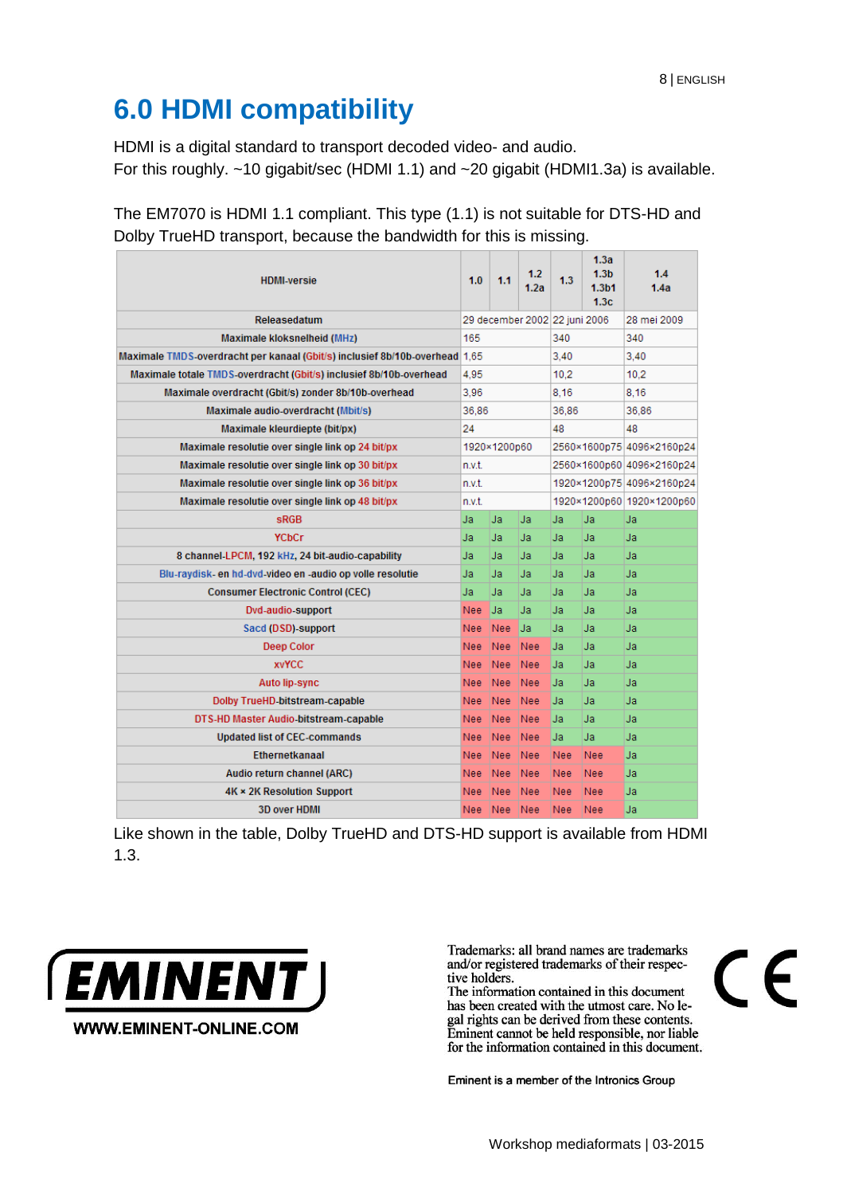# 6.0 HDMI compatibility

HDMI is a digital standard to transport decoded video- and audio.
For this roughly. ~10 gigabit/sec (HDMI 1.1) and ~20 gigabit (HDMI1.3a) is available.

The EM7070 is HDMI 1.1 compliant. This type (1.1) is not suitable for DTS-HD and Dolby TrueHD transport, because the bandwidth for this is missing.

| HDMI-versie | 1.0 | 1.1 | 1.2 1.2a | 1.3 | 1.3a 1.3b 1.3b1 1.3c | 1.4 1.4a |
|---|---|---|---|---|---|---|
| Releasedatum | 29 december 2002 | | | 22 juni 2006 | | 28 mei 2009 |
| Maximale kloksnelheid (MHz) | 165 | | | 340 | | 340 |
| Maximale TMDS-overdracht per kanaal (Gbit/s) inclusief 8b/10b-overhead | 1,65 | | | 3,40 | | 3,40 |
| Maximale totale TMDS-overdracht (Gbit/s) inclusief 8b/10b-overhead | 4,95 | | | 10,2 | | 10,2 |
| Maximale overdracht (Gbit/s) zonder 8b/10b-overhead | 3,96 | | | 8,16 | | 8,16 |
| Maximale audio-overdracht (Mbit/s) | 36,86 | | | 36,86 | | 36,86 |
| Maximale kleurdiepte (bit/px) | 24 | | | 48 | | 48 |
| Maximale resolutie over single link op 24 bit/px | 1920×1200p60 | | | 2560×1600p75 | | 4096×2160p24 |
| Maximale resolutie over single link op 30 bit/px | n.v.t. | | | 2560×1600p60 | | 4096×2160p24 |
| Maximale resolutie over single link op 36 bit/px | n.v.t. | | | 1920×1200p75 | | 4096×2160p24 |
| Maximale resolutie over single link op 48 bit/px | n.v.t. | | | 1920×1200p60 | | 1920×1200p60 |
| sRGB | Ja | Ja | Ja | Ja | Ja | Ja |
| YCbCr | Ja | Ja | Ja | Ja | Ja | Ja |
| 8 channel-LPCM, 192 kHz, 24 bit-audio-capability | Ja | Ja | Ja | Ja | Ja | Ja |
| Blu-raydisk- en hd-dvd-video en -audio op volle resolutie | Ja | Ja | Ja | Ja | Ja | Ja |
| Consumer Electronic Control (CEC) | Ja | Ja | Ja | Ja | Ja | Ja |
| Dvd-audio-support | Nee | Ja | Ja | Ja | Ja | Ja |
| Sacd (DSD)-support | Nee | Nee | Ja | Ja | Ja | Ja |
| Deep Color | Nee | Nee | Nee | Ja | Ja | Ja |
| xvYCC | Nee | Nee | Nee | Ja | Ja | Ja |
| Auto lip-sync | Nee | Nee | Nee | Ja | Ja | Ja |
| Dolby TrueHD-bitstream-capable | Nee | Nee | Nee | Ja | Ja | Ja |
| DTS-HD Master Audio-bitstream-capable | Nee | Nee | Nee | Ja | Ja | Ja |
| Updated list of CEC-commands | Nee | Nee | Nee | Ja | Ja | Ja |
| Ethernetkanaal | Nee | Nee | Nee | Nee | Nee | Ja |
| Audio return channel (ARC) | Nee | Nee | Nee | Nee | Nee | Ja |
| 4K × 2K Resolution Support | Nee | Nee | Nee | Nee | Nee | Ja |
| 3D over HDMI | Nee | Nee | Nee | Nee | Nee | Ja |

Like shown in the table, Dolby TrueHD and DTS-HD support is available from HDMI 1.3.

EMINENT
WWW.EMINENT-ONLINE.COM

Trademarks: all brand names are trademarks and/or registered trademarks of their respective holders.
The information contained in this document has been created with the utmost care. No legal rights can be derived from these contents. Eminent cannot be held responsible, nor liable for the information contained in this document.

CE

Eminent is a member of the Intronics Group

Workshop mediaformats | 03-2015